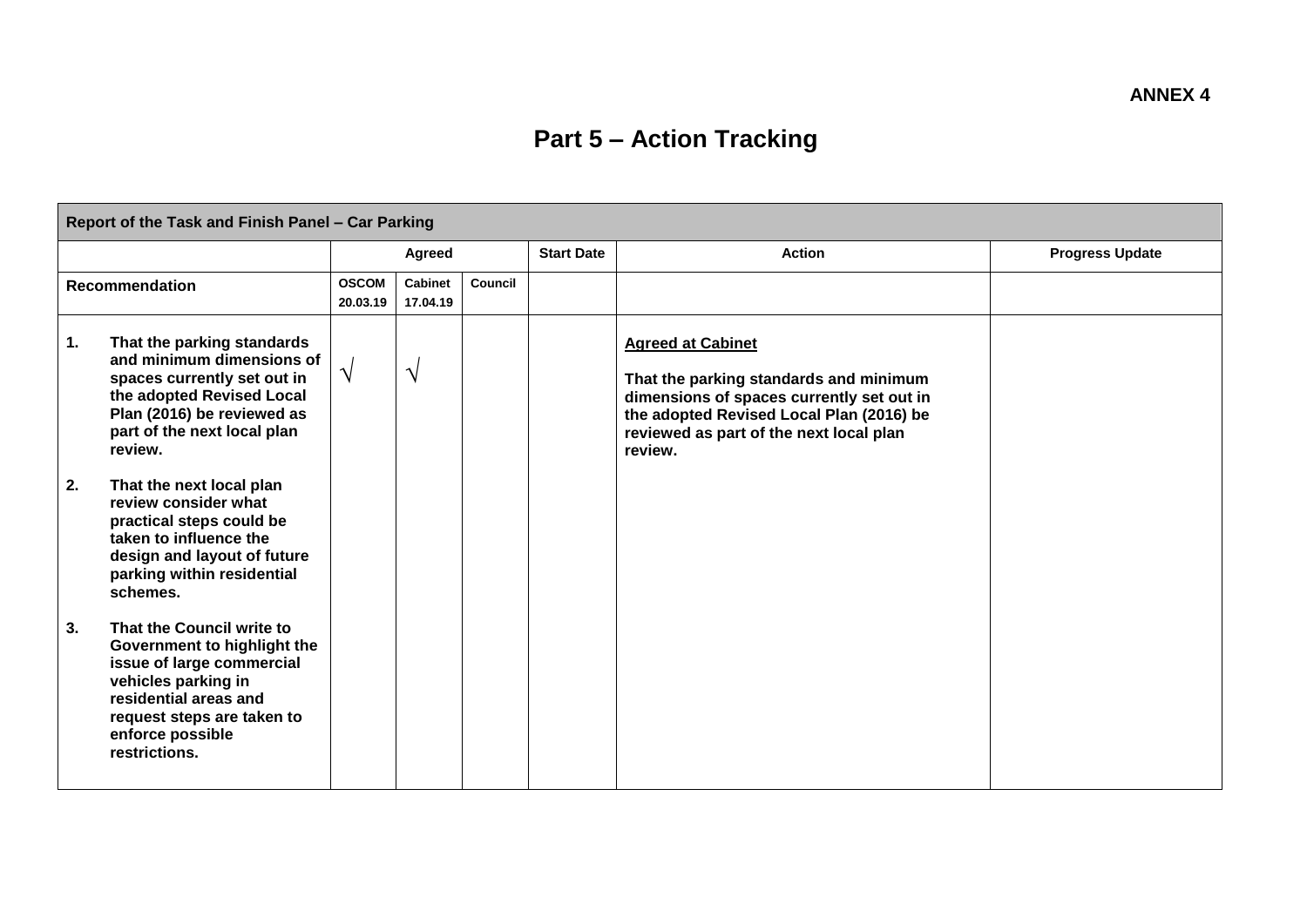**ANNEX 4**

# Part 5 – Action Tracking

| Report of the Task and Finish Panel – Car Parking | | | | | | |
|---|---|---|---|---|---|---|
| | Agreed | | | Start Date | Action | Progress Update |
| **Recommendation** | **OSCOM 20.03.19** | **Cabinet 17.04.19** | **Council** | | | |
| **1. That the parking standards and minimum dimensions of spaces currently set out in the adopted Revised Local Plan (2016) be reviewed as part of the next local plan review.**<br><br>**2. That the next local plan review consider what practical steps could be taken to influence the design and layout of future parking within residential schemes.**<br><br>**3. That the Council write to Government to highlight the issue of large commercial vehicles parking in residential areas and request steps are taken to enforce possible restrictions.** | √ | √ | | | **<u>Agreed at Cabinet</u>**<br><br>**That the parking standards and minimum dimensions of spaces currently set out in the adopted Revised Local Plan (2016) be reviewed as part of the next local plan review.** | |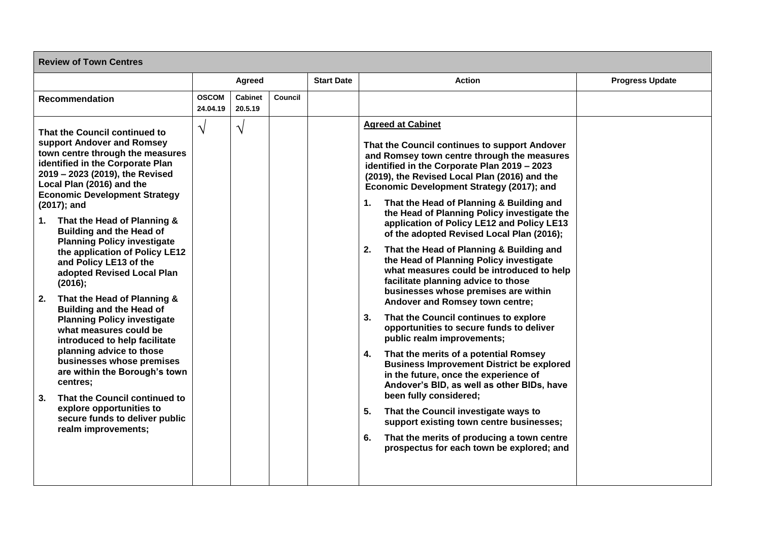| **Review of Town Centres** | | | | | | |
|---|---|---|---|---|---|---|
| | **Agreed** | | | **Start Date** | **Action** | **Progress Update** |
| **Recommendation** | **OCOM 24.04.19** | **Cabinet 20.5.19** | **Council** | | | |
| **That the Council continued to support Andover and Romsey town centre through the measures identified in the Corporate Plan 2019 – 2023 (2019), the Revised Local Plan (2016) and the Economic Development Strategy (2017); and**<br><br>**1. That the Head of Planning & Building and the Head of Planning Policy investigate the application of Policy LE12 and Policy LE13 of the adopted Revised Local Plan (2016);**<br><br>**2. That the Head of Planning & Building and the Head of Planning Policy investigate what measures could be introduced to help facilitate planning advice to those businesses whose premises are within the Borough's town centres;**<br><br>**3. That the Council continued to explore opportunities to secure funds to deliver public realm improvements;** | √ | √ | | | **<u>Agreed at Cabinet</u>**<br><br>**That the Council continues to support Andover and Romsey town centre through the measures identified in the Corporate Plan 2019 – 2023 (2019), the Revised Local Plan (2016) and the Economic Development Strategy (2017); and**<br><br>**1. That the Head of Planning & Building and the Head of Planning Policy investigate the application of Policy LE12 and Policy LE13 of the adopted Revised Local Plan (2016);**<br><br>**2. That the Head of Planning & Building and the Head of Planning Policy investigate what measures could be introduced to help facilitate planning advice to those businesses whose premises are within Andover and Romsey town centre;**<br><br>**3. That the Council continues to explore opportunities to secure funds to deliver public realm improvements;**<br><br>**4. That the merits of a potential Romsey Business Improvement District be explored in the future, once the experience of Andover's BID, as well as other BIDs, have been fully considered;**<br><br>**5. That the Council investigate ways to support existing town centre businesses;**<br><br>**6. That the merits of producing a town centre prospectus for each town be explored; and** | |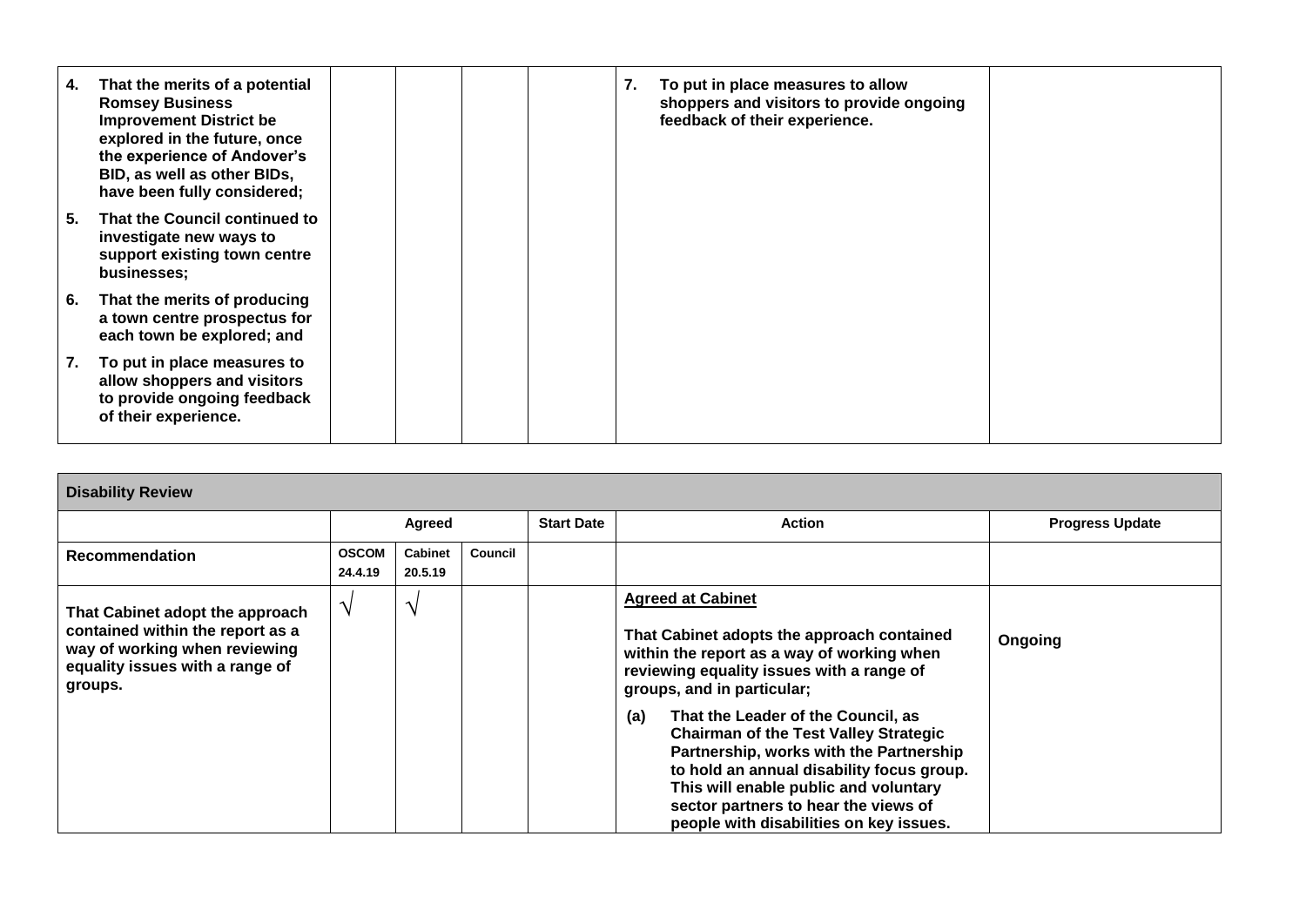| | | | | | |
|---|---|---|---|---|---|
| **4. That the merits of a potential Romsey Business Improvement District be explored in the future, once the experience of Andover's BID, as well as other BIDs, have been fully considered;**<br><br>**5. That the Council continued to investigate new ways to support existing town centre businesses;**<br><br>**6. That the merits of producing a town centre prospectus for each town be explored; and**<br><br>**7. To put in place measures to allow shoppers and visitors to provide ongoing feedback of their experience.** | | | | **7. To put in place measures to allow shoppers and visitors to provide ongoing feedback of their experience.** | |

| **Disability Review** | | | | | | |
|---|---|---|---|---|---|---|
| | **Agreed** | | | **Start Date** | **Action** | **Progress Update** |
| **Recommendation** | **OSCOM 24.4.19** | **Cabinet 20.5.19** | **Council** | | | |
| **That Cabinet adopt the approach contained within the report as a way of working when reviewing equality issues with a range of groups.** | √ | √ | | | <u>**Agreed at Cabinet**</u><br><br>**That Cabinet adopts the approach contained within the report as a way of working when reviewing equality issues with a range of groups, and in particular;**<br><br>**(a) That the Leader of the Council, as Chairman of the Test Valley Strategic Partnership, works with the Partnership to hold an annual disability focus group. This will enable public and voluntary sector partners to hear the views of people with disabilities on key issues.** | **Ongoing** |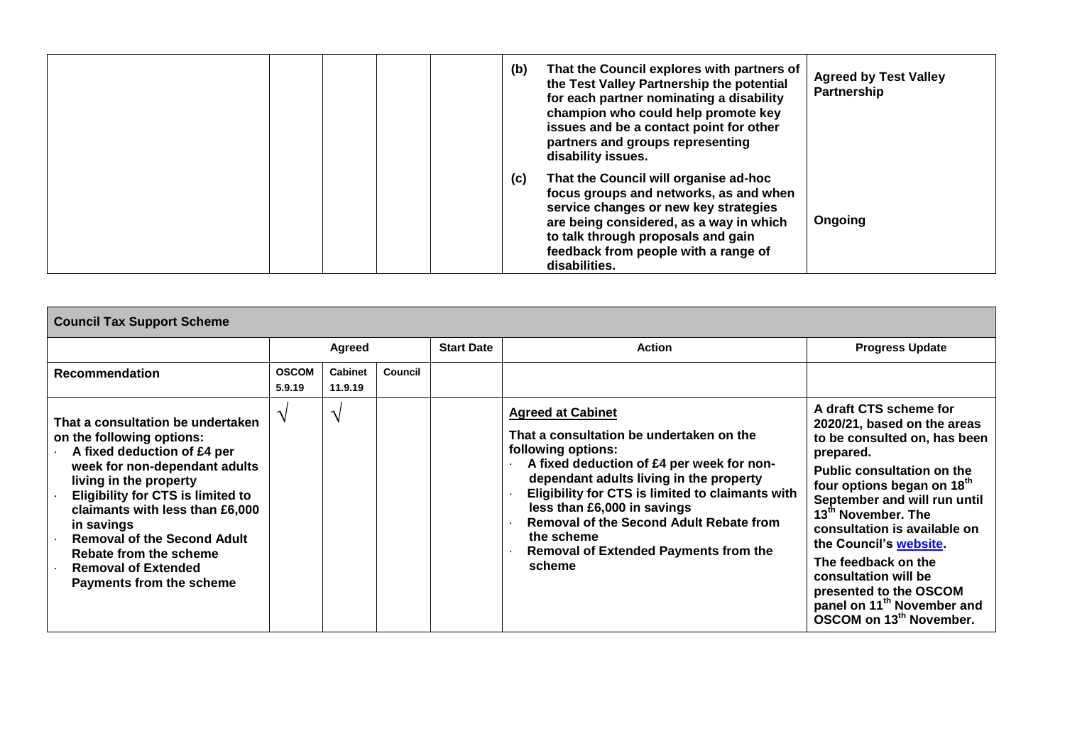| | | | | | | |
|---|---|---|---|---|---|---|
| | | | | | **(b)** **That the Council explores with partners of the Test Valley Partnership the potential for each partner nominating a disability champion who could help promote key issues and be a contact point for other partners and groups representing disability issues.** | **Agreed by Test Valley Partnership** |
| | | | | | **(c)** **That the Council will organise ad-hoc focus groups and networks, as and when service changes or new key strategies are being considered, as a way in which to talk through proposals and gain feedback from people with a range of disabilities.** | **Ongoing** |

| **Council Tax Support Scheme** | | | | | | |
|---|---|---|---|---|---|---|
| | **Agreed** | | | **Start Date** | **Action** | **Progress Update** |
| **Recommendation** | **OSCOM 5.9.19** | **Cabinet 11.9.19** | **Council** | | | |
| **That a consultation be undertaken on the following options:**<br>· **A fixed deduction of £4 per week for non-dependant adults living in the property**<br>· **Eligibility for CTS is limited to claimants with less than £6,000 in savings**<br>· **Removal of the Second Adult Rebate from the scheme**<br>· **Removal of Extended Payments from the scheme** | √ | √ | | | **<u>Agreed at Cabinet</u>**<br>**That a consultation be undertaken on the following options:**<br>· **A fixed deduction of £4 per week for non-dependant adults living in the property**<br>· **Eligibility for CTS is limited to claimants with less than £6,000 in savings**<br>· **Removal of the Second Adult Rebate from the scheme**<br>· **Removal of Extended Payments from the scheme** | **A draft CTS scheme for 2020/21, based on the areas to be consulted on, has been prepared.**<br>**Public consultation on the four options began on 18th September and will run until 13th November. The consultation is available on the Council's website.**<br>**The feedback on the consultation will be presented to the OSCOM panel on 11th November and OSCOM on 13th November.** |